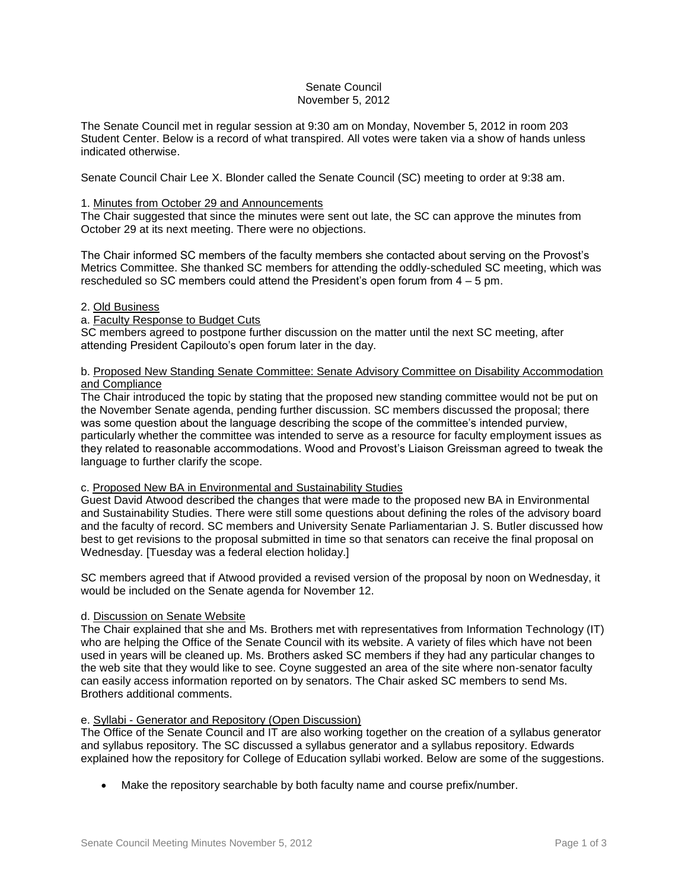Senate Council
November 5, 2012

The Senate Council met in regular session at 9:30 am on Monday, November 5, 2012 in room 203 Student Center. Below is a record of what transpired. All votes were taken via a show of hands unless indicated otherwise.

Senate Council Chair Lee X. Blonder called the Senate Council (SC) meeting to order at 9:38 am.

1. Minutes from October 29 and Announcements

The Chair suggested that since the minutes were sent out late, the SC can approve the minutes from October 29 at its next meeting. There were no objections.

The Chair informed SC members of the faculty members she contacted about serving on the Provost's Metrics Committee. She thanked SC members for attending the oddly-scheduled SC meeting, which was rescheduled so SC members could attend the President's open forum from 4 – 5 pm.

2. Old Business

a. Faculty Response to Budget Cuts

SC members agreed to postpone further discussion on the matter until the next SC meeting, after attending President Capilouto's open forum later in the day.

b. Proposed New Standing Senate Committee: Senate Advisory Committee on Disability Accommodation and Compliance

The Chair introduced the topic by stating that the proposed new standing committee would not be put on the November Senate agenda, pending further discussion. SC members discussed the proposal; there was some question about the language describing the scope of the committee's intended purview, particularly whether the committee was intended to serve as a resource for faculty employment issues as they related to reasonable accommodations. Wood and Provost's Liaison Greissman agreed to tweak the language to further clarify the scope.

c. Proposed New BA in Environmental and Sustainability Studies

Guest David Atwood described the changes that were made to the proposed new BA in Environmental and Sustainability Studies. There were still some questions about defining the roles of the advisory board and the faculty of record. SC members and University Senate Parliamentarian J. S. Butler discussed how best to get revisions to the proposal submitted in time so that senators can receive the final proposal on Wednesday. [Tuesday was a federal election holiday.]

SC members agreed that if Atwood provided a revised version of the proposal by noon on Wednesday, it would be included on the Senate agenda for November 12.

d. Discussion on Senate Website

The Chair explained that she and Ms. Brothers met with representatives from Information Technology (IT) who are helping the Office of the Senate Council with its website. A variety of files which have not been used in years will be cleaned up. Ms. Brothers asked SC members if they had any particular changes to the web site that they would like to see. Coyne suggested an area of the site where non-senator faculty can easily access information reported on by senators. The Chair asked SC members to send Ms. Brothers additional comments.

e. Syllabi - Generator and Repository (Open Discussion)

The Office of the Senate Council and IT are also working together on the creation of a syllabus generator and syllabus repository. The SC discussed a syllabus generator and a syllabus repository. Edwards explained how the repository for College of Education syllabi worked. Below are some of the suggestions.

- Make the repository searchable by both faculty name and course prefix/number.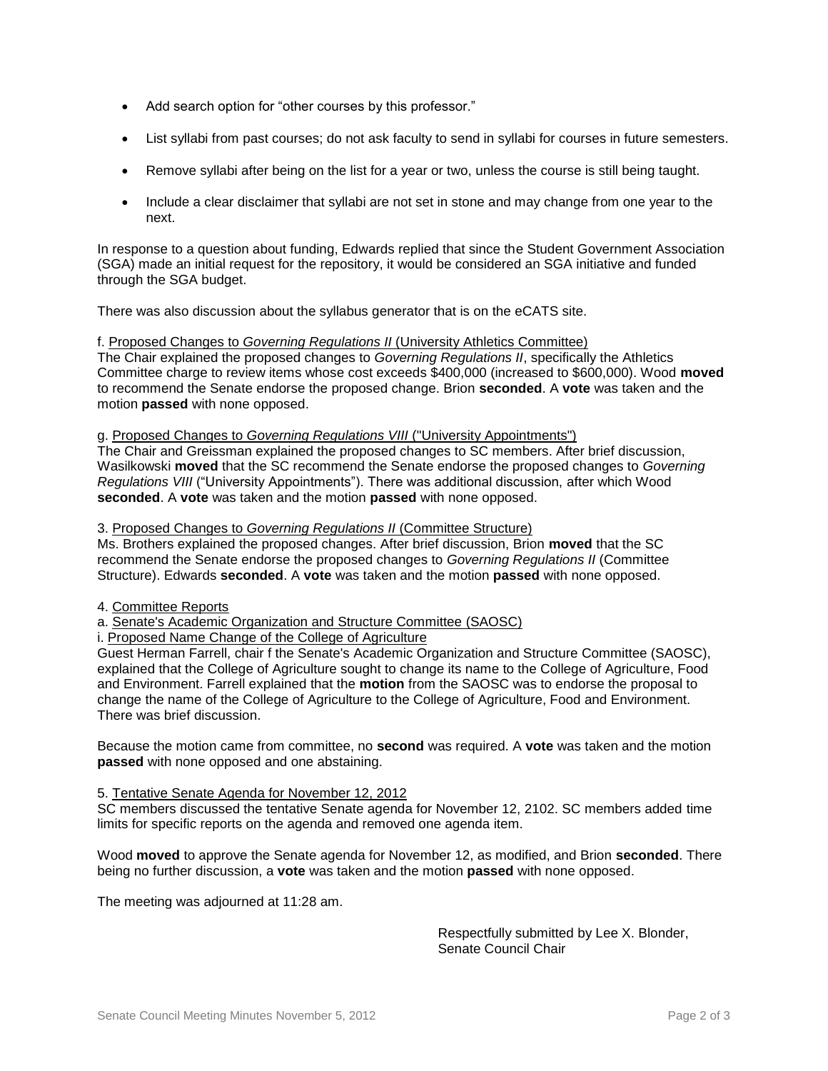- Add search option for "other courses by this professor."
- List syllabi from past courses; do not ask faculty to send in syllabi for courses in future semesters.
- Remove syllabi after being on the list for a year or two, unless the course is still being taught.
- Include a clear disclaimer that syllabi are not set in stone and may change from one year to the next.

In response to a question about funding, Edwards replied that since the Student Government Association (SGA) made an initial request for the repository, it would be considered an SGA initiative and funded through the SGA budget.

There was also discussion about the syllabus generator that is on the eCATS site.

f. Proposed Changes to *Governing Regulations II* (University Athletics Committee)
The Chair explained the proposed changes to *Governing Regulations II*, specifically the Athletics Committee charge to review items whose cost exceeds $400,000 (increased to $600,000). Wood **moved** to recommend the Senate endorse the proposed change. Brion **seconded**. A **vote** was taken and the motion **passed** with none opposed.

g. Proposed Changes to *Governing Regulations VIII* ("University Appointments")
The Chair and Greissman explained the proposed changes to SC members. After brief discussion, Wasilkowski **moved** that the SC recommend the Senate endorse the proposed changes to *Governing Regulations VIII* ("University Appointments"). There was additional discussion, after which Wood **seconded**. A **vote** was taken and the motion **passed** with none opposed.

3. Proposed Changes to *Governing Regulations II* (Committee Structure)
Ms. Brothers explained the proposed changes. After brief discussion, Brion **moved** that the SC recommend the Senate endorse the proposed changes to *Governing Regulations II* (Committee Structure). Edwards **seconded**. A **vote** was taken and the motion **passed** with none opposed.

4. Committee Reports
a. Senate's Academic Organization and Structure Committee (SAOSC)
i. Proposed Name Change of the College of Agriculture
Guest Herman Farrell, chair f the Senate's Academic Organization and Structure Committee (SAOSC), explained that the College of Agriculture sought to change its name to the College of Agriculture, Food and Environment. Farrell explained that the **motion** from the SAOSC was to endorse the proposal to change the name of the College of Agriculture to the College of Agriculture, Food and Environment. There was brief discussion.

Because the motion came from committee, no **second** was required. A **vote** was taken and the motion **passed** with none opposed and one abstaining.

5. Tentative Senate Agenda for November 12, 2012
SC members discussed the tentative Senate agenda for November 12, 2102. SC members added time limits for specific reports on the agenda and removed one agenda item.

Wood **moved** to approve the Senate agenda for November 12, as modified, and Brion **seconded**. There being no further discussion, a **vote** was taken and the motion **passed** with none opposed.

The meeting was adjourned at 11:28 am.

Respectfully submitted by Lee X. Blonder,
Senate Council Chair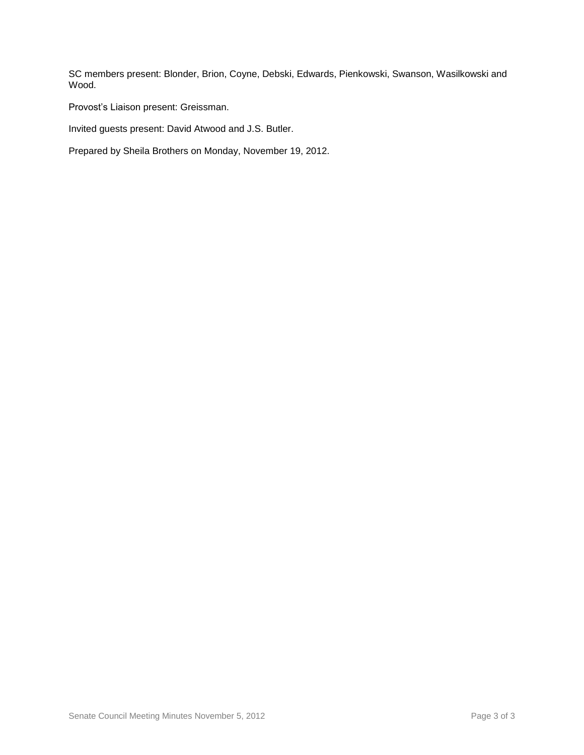SC members present: Blonder, Brion, Coyne, Debski, Edwards, Pienkowski, Swanson, Wasilkowski and Wood.

Provost's Liaison present: Greissman.

Invited guests present: David Atwood and J.S. Butler.

Prepared by Sheila Brothers on Monday, November 19, 2012.